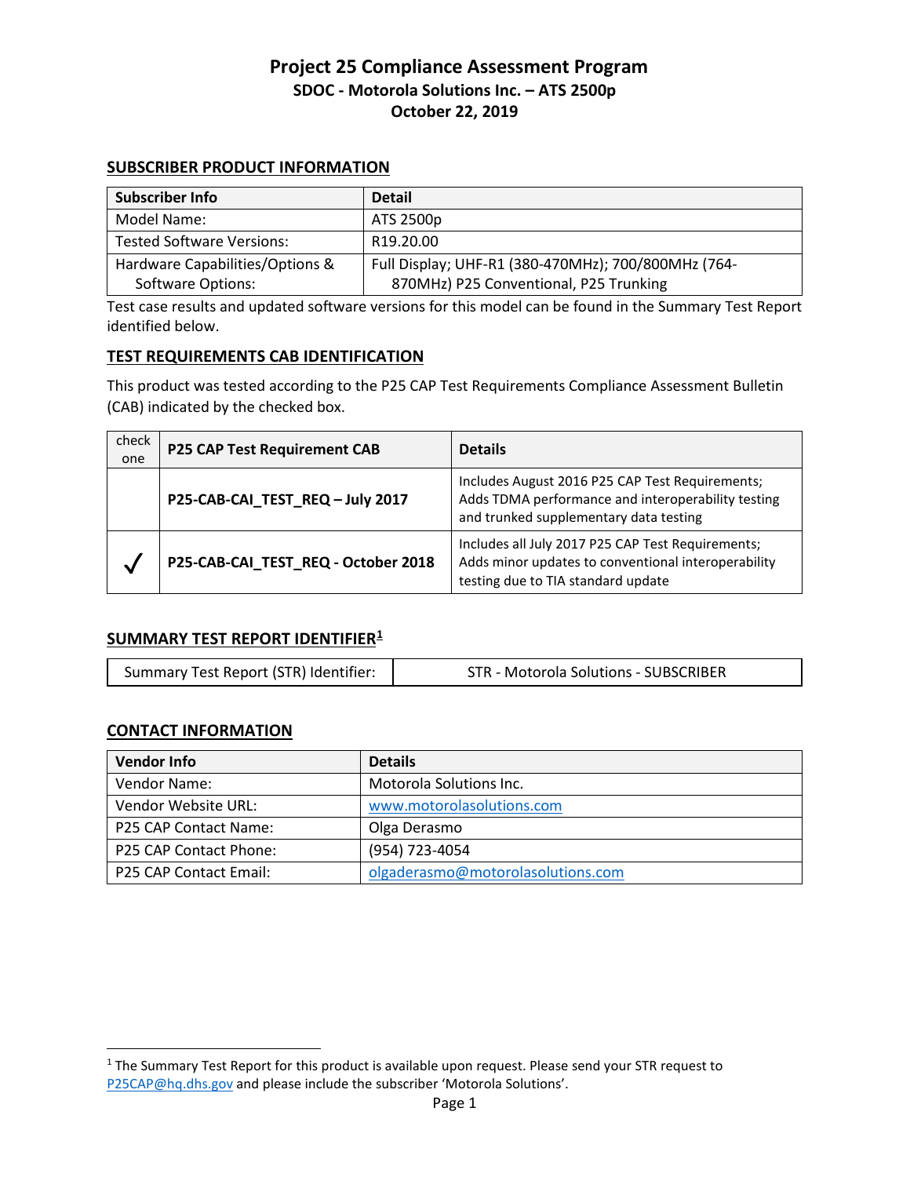# Project 25 Compliance Assessment Program
## SDOC - Motorola Solutions Inc. – ATS 2500p
## October 22, 2019

### SUBSCRIBER PRODUCT INFORMATION

| Subscriber Info | Detail |
| --- | --- |
| Model Name: | ATS 2500p |
| Tested Software Versions: | R19.20.00 |
| Hardware Capabilities/Options & Software Options: | Full Display; UHF-R1 (380-470MHz); 700/800MHz (764-870MHz) P25 Conventional, P25 Trunking |

Test case results and updated software versions for this model can be found in the Summary Test Report identified below.

### TEST REQUIREMENTS CAB IDENTIFICATION

This product was tested according to the P25 CAP Test Requirements Compliance Assessment Bulletin (CAB) indicated by the checked box.

| check one | P25 CAP Test Requirement CAB | Details |
| --- | --- | --- |
| | **P25-CAB-CAI_TEST_REQ – July 2017** | Includes August 2016 P25 CAP Test Requirements; Adds TDMA performance and interoperability testing and trunked supplementary data testing |
| ✓ | **P25-CAB-CAI_TEST_REQ - October 2018** | Includes all July 2017 P25 CAP Test Requirements; Adds minor updates to conventional interoperability testing due to TIA standard update |

### SUMMARY TEST REPORT IDENTIFIER[1]

| Summary Test Report (STR) Identifier: | STR - Motorola Solutions - SUBSCRIBER |
| --- | --- |

### CONTACT INFORMATION

| Vendor Info | Details |
| --- | --- |
| Vendor Name: | Motorola Solutions Inc. |
| Vendor Website URL: | www.motorolasolutions.com |
| P25 CAP Contact Name: | Olga Derasmo |
| P25 CAP Contact Phone: | (954) 723-4054 |
| P25 CAP Contact Email: | olgaderasmo@motorolasolutions.com |

[1] The Summary Test Report for this product is available upon request. Please send your STR request to P25CAP@hq.dhs.gov and please include the subscriber 'Motorola Solutions'.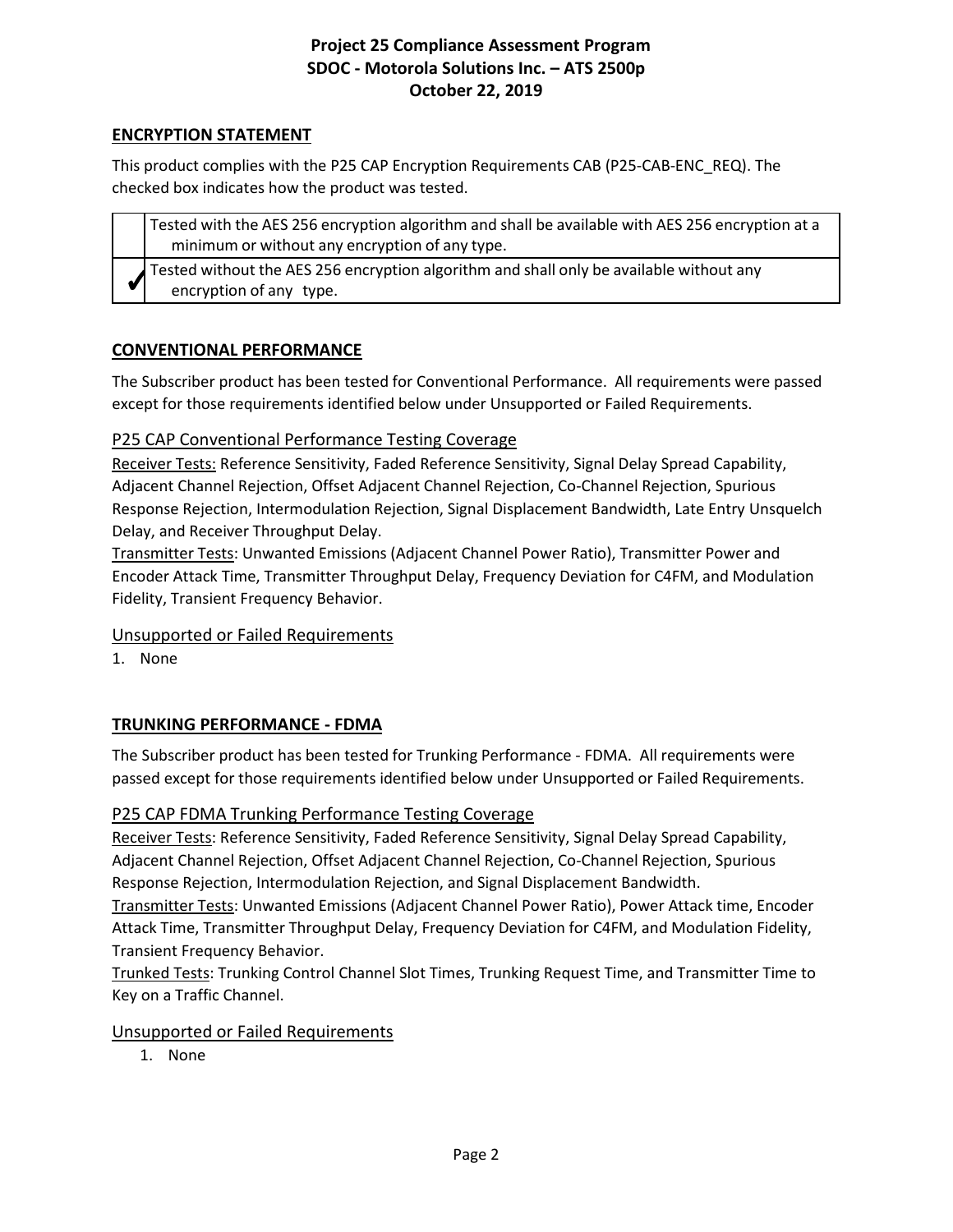## ENCRYPTION STATEMENT

This product complies with the P25 CAP Encryption Requirements CAB (P25-CAB-ENC_REQ). The checked box indicates how the product was tested.

| | |
|---|---|
| | Tested with the AES 256 encryption algorithm and shall be available with AES 256 encryption at a minimum or without any encryption of any type. |
| ✔ | Tested without the AES 256 encryption algorithm and shall only be available without any encryption of any type. |

## CONVENTIONAL PERFORMANCE

The Subscriber product has been tested for Conventional Performance. All requirements were passed except for those requirements identified below under Unsupported or Failed Requirements.

### P25 CAP Conventional Performance Testing Coverage

Receiver Tests: Reference Sensitivity, Faded Reference Sensitivity, Signal Delay Spread Capability, Adjacent Channel Rejection, Offset Adjacent Channel Rejection, Co-Channel Rejection, Spurious Response Rejection, Intermodulation Rejection, Signal Displacement Bandwidth, Late Entry Unsquelch Delay, and Receiver Throughput Delay.

Transmitter Tests: Unwanted Emissions (Adjacent Channel Power Ratio), Transmitter Power and Encoder Attack Time, Transmitter Throughput Delay, Frequency Deviation for C4FM, and Modulation Fidelity, Transient Frequency Behavior.

### Unsupported or Failed Requirements

1. None

## TRUNKING PERFORMANCE - FDMA

The Subscriber product has been tested for Trunking Performance - FDMA. All requirements were passed except for those requirements identified below under Unsupported or Failed Requirements.

### P25 CAP FDMA Trunking Performance Testing Coverage

Receiver Tests: Reference Sensitivity, Faded Reference Sensitivity, Signal Delay Spread Capability, Adjacent Channel Rejection, Offset Adjacent Channel Rejection, Co-Channel Rejection, Spurious Response Rejection, Intermodulation Rejection, and Signal Displacement Bandwidth.

Transmitter Tests: Unwanted Emissions (Adjacent Channel Power Ratio), Power Attack time, Encoder Attack Time, Transmitter Throughput Delay, Frequency Deviation for C4FM, and Modulation Fidelity, Transient Frequency Behavior.

Trunked Tests: Trunking Control Channel Slot Times, Trunking Request Time, and Transmitter Time to Key on a Traffic Channel.

### Unsupported or Failed Requirements

1. None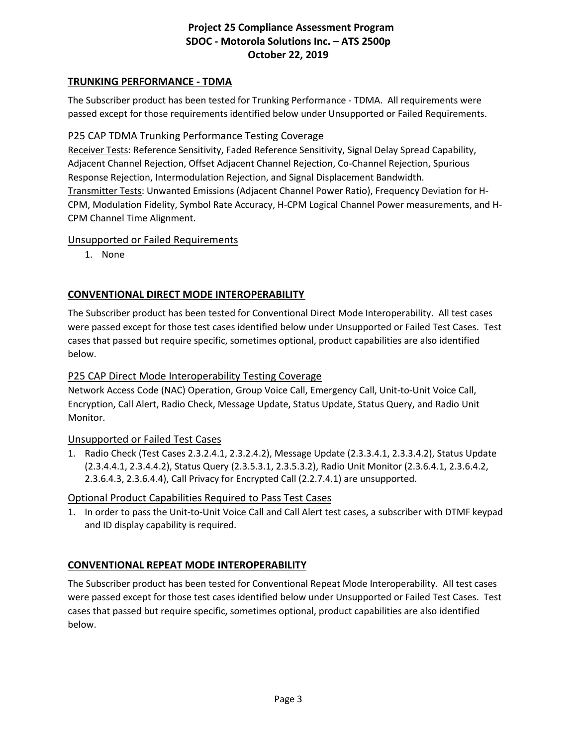## TRUNKING PERFORMANCE - TDMA

The Subscriber product has been tested for Trunking Performance - TDMA. All requirements were passed except for those requirements identified below under Unsupported or Failed Requirements.

### P25 CAP TDMA Trunking Performance Testing Coverage

Receiver Tests: Reference Sensitivity, Faded Reference Sensitivity, Signal Delay Spread Capability, Adjacent Channel Rejection, Offset Adjacent Channel Rejection, Co-Channel Rejection, Spurious Response Rejection, Intermodulation Rejection, and Signal Displacement Bandwidth.
Transmitter Tests: Unwanted Emissions (Adjacent Channel Power Ratio), Frequency Deviation for H-CPM, Modulation Fidelity, Symbol Rate Accuracy, H-CPM Logical Channel Power measurements, and H-CPM Channel Time Alignment.

### Unsupported or Failed Requirements

1. None

## CONVENTIONAL DIRECT MODE INTEROPERABILITY

The Subscriber product has been tested for Conventional Direct Mode Interoperability. All test cases were passed except for those test cases identified below under Unsupported or Failed Test Cases. Test cases that passed but require specific, sometimes optional, product capabilities are also identified below.

### P25 CAP Direct Mode Interoperability Testing Coverage

Network Access Code (NAC) Operation, Group Voice Call, Emergency Call, Unit-to-Unit Voice Call, Encryption, Call Alert, Radio Check, Message Update, Status Update, Status Query, and Radio Unit Monitor.

### Unsupported or Failed Test Cases

1. Radio Check (Test Cases 2.3.2.4.1, 2.3.2.4.2), Message Update (2.3.3.4.1, 2.3.3.4.2), Status Update (2.3.4.4.1, 2.3.4.4.2), Status Query (2.3.5.3.1, 2.3.5.3.2), Radio Unit Monitor (2.3.6.4.1, 2.3.6.4.2, 2.3.6.4.3, 2.3.6.4.4), Call Privacy for Encrypted Call (2.2.7.4.1) are unsupported.

### Optional Product Capabilities Required to Pass Test Cases

1. In order to pass the Unit-to-Unit Voice Call and Call Alert test cases, a subscriber with DTMF keypad and ID display capability is required.

## CONVENTIONAL REPEAT MODE INTEROPERABILITY

The Subscriber product has been tested for Conventional Repeat Mode Interoperability. All test cases were passed except for those test cases identified below under Unsupported or Failed Test Cases. Test cases that passed but require specific, sometimes optional, product capabilities are also identified below.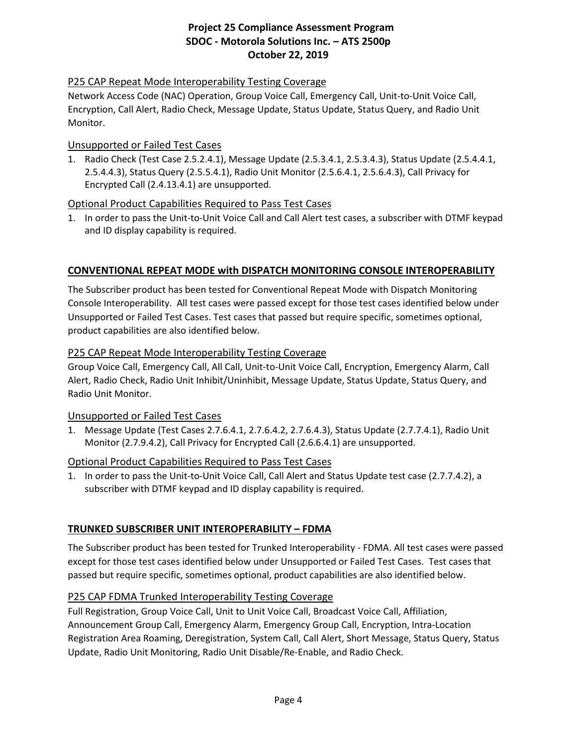### P25 CAP Repeat Mode Interoperability Testing Coverage

Network Access Code (NAC) Operation, Group Voice Call, Emergency Call, Unit-to-Unit Voice Call, Encryption, Call Alert, Radio Check, Message Update, Status Update, Status Query, and Radio Unit Monitor.

### Unsupported or Failed Test Cases

1. Radio Check (Test Case 2.5.2.4.1), Message Update (2.5.3.4.1, 2.5.3.4.3), Status Update (2.5.4.4.1, 2.5.4.4.3), Status Query (2.5.5.4.1), Radio Unit Monitor (2.5.6.4.1, 2.5.6.4.3), Call Privacy for Encrypted Call (2.4.13.4.1) are unsupported.

### Optional Product Capabilities Required to Pass Test Cases

1. In order to pass the Unit-to-Unit Voice Call and Call Alert test cases, a subscriber with DTMF keypad and ID display capability is required.

## CONVENTIONAL REPEAT MODE with DISPATCH MONITORING CONSOLE INTEROPERABILITY

The Subscriber product has been tested for Conventional Repeat Mode with Dispatch Monitoring Console Interoperability. All test cases were passed except for those test cases identified below under Unsupported or Failed Test Cases. Test cases that passed but require specific, sometimes optional, product capabilities are also identified below.

### P25 CAP Repeat Mode Interoperability Testing Coverage

Group Voice Call, Emergency Call, All Call, Unit-to-Unit Voice Call, Encryption, Emergency Alarm, Call Alert, Radio Check, Radio Unit Inhibit/Uninhibit, Message Update, Status Update, Status Query, and Radio Unit Monitor.

### Unsupported or Failed Test Cases

1. Message Update (Test Cases 2.7.6.4.1, 2.7.6.4.2, 2.7.6.4.3), Status Update (2.7.7.4.1), Radio Unit Monitor (2.7.9.4.2), Call Privacy for Encrypted Call (2.6.6.4.1) are unsupported.

### Optional Product Capabilities Required to Pass Test Cases

1. In order to pass the Unit-to-Unit Voice Call, Call Alert and Status Update test case (2.7.7.4.2), a subscriber with DTMF keypad and ID display capability is required.

## TRUNKED SUBSCRIBER UNIT INTEROPERABILITY – FDMA

The Subscriber product has been tested for Trunked Interoperability - FDMA. All test cases were passed except for those test cases identified below under Unsupported or Failed Test Cases. Test cases that passed but require specific, sometimes optional, product capabilities are also identified below.

### P25 CAP FDMA Trunked Interoperability Testing Coverage

Full Registration, Group Voice Call, Unit to Unit Voice Call, Broadcast Voice Call, Affiliation, Announcement Group Call, Emergency Alarm, Emergency Group Call, Encryption, Intra-Location Registration Area Roaming, Deregistration, System Call, Call Alert, Short Message, Status Query, Status Update, Radio Unit Monitoring, Radio Unit Disable/Re-Enable, and Radio Check.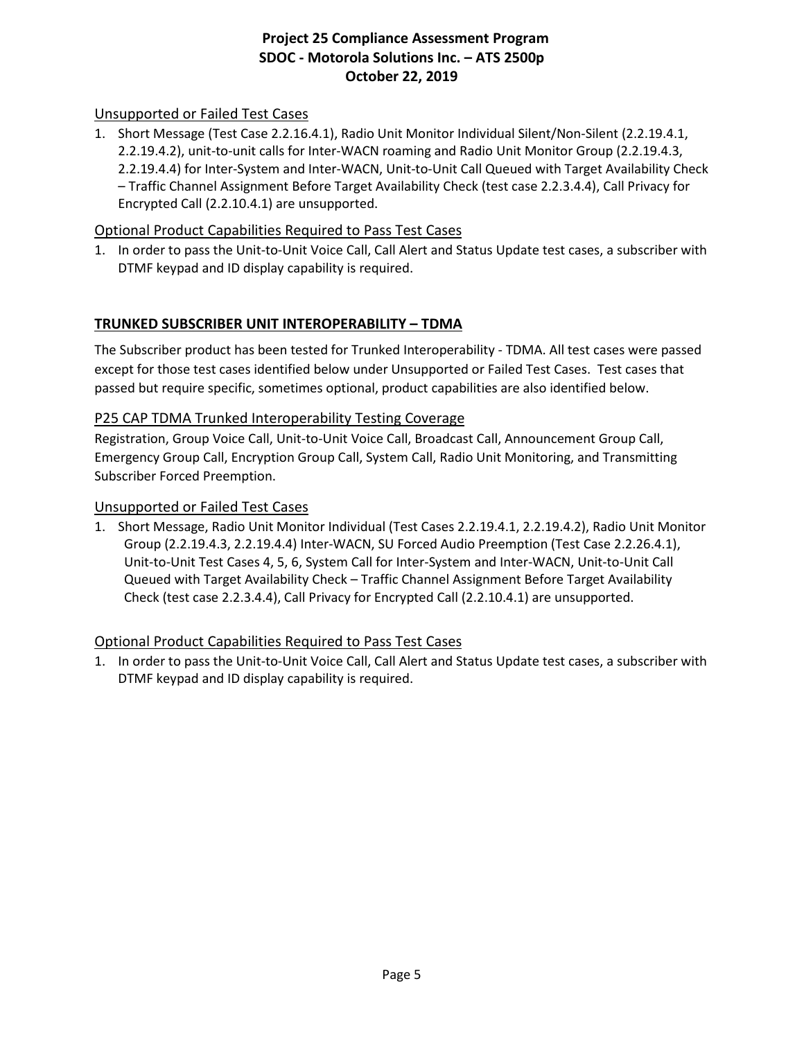### Unsupported or Failed Test Cases

1. Short Message (Test Case 2.2.16.4.1), Radio Unit Monitor Individual Silent/Non-Silent (2.2.19.4.1, 2.2.19.4.2), unit-to-unit calls for Inter-WACN roaming and Radio Unit Monitor Group (2.2.19.4.3, 2.2.19.4.4) for Inter-System and Inter-WACN, Unit-to-Unit Call Queued with Target Availability Check – Traffic Channel Assignment Before Target Availability Check (test case 2.2.3.4.4), Call Privacy for Encrypted Call (2.2.10.4.1) are unsupported.

### Optional Product Capabilities Required to Pass Test Cases

1. In order to pass the Unit-to-Unit Voice Call, Call Alert and Status Update test cases, a subscriber with DTMF keypad and ID display capability is required.

## TRUNKED SUBSCRIBER UNIT INTEROPERABILITY – TDMA

The Subscriber product has been tested for Trunked Interoperability - TDMA. All test cases were passed except for those test cases identified below under Unsupported or Failed Test Cases. Test cases that passed but require specific, sometimes optional, product capabilities are also identified below.

### P25 CAP TDMA Trunked Interoperability Testing Coverage

Registration, Group Voice Call, Unit-to-Unit Voice Call, Broadcast Call, Announcement Group Call, Emergency Group Call, Encryption Group Call, System Call, Radio Unit Monitoring, and Transmitting Subscriber Forced Preemption.

### Unsupported or Failed Test Cases

1. Short Message, Radio Unit Monitor Individual (Test Cases 2.2.19.4.1, 2.2.19.4.2), Radio Unit Monitor Group (2.2.19.4.3, 2.2.19.4.4) Inter-WACN, SU Forced Audio Preemption (Test Case 2.2.26.4.1), Unit-to-Unit Test Cases 4, 5, 6, System Call for Inter-System and Inter-WACN, Unit-to-Unit Call Queued with Target Availability Check – Traffic Channel Assignment Before Target Availability Check (test case 2.2.3.4.4), Call Privacy for Encrypted Call (2.2.10.4.1) are unsupported.

### Optional Product Capabilities Required to Pass Test Cases

1. In order to pass the Unit-to-Unit Voice Call, Call Alert and Status Update test cases, a subscriber with DTMF keypad and ID display capability is required.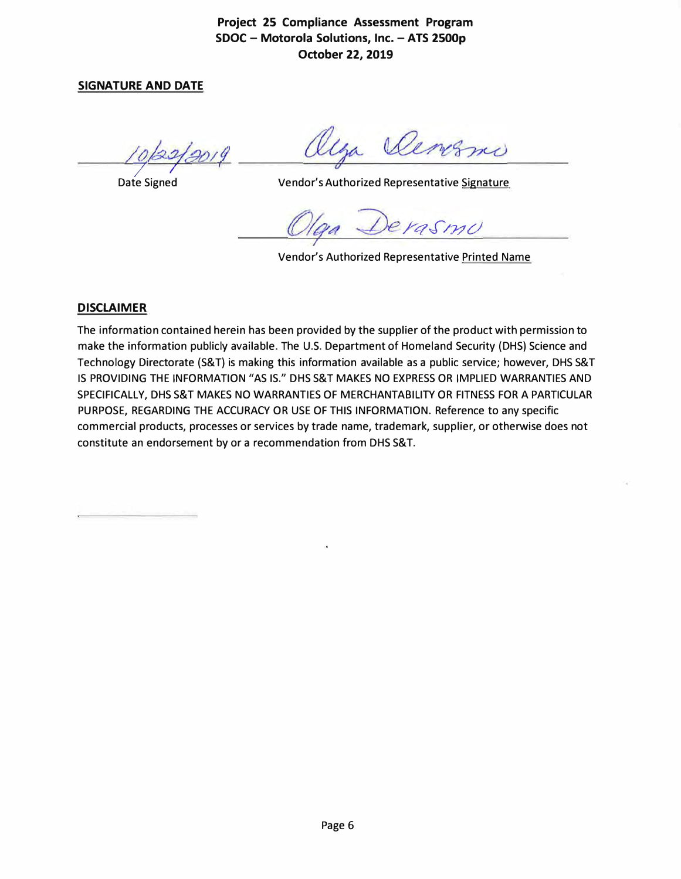## SIGNATURE AND DATE

10/22/2019 — Date Signed

Olga Derasmo — Vendor's Authorized Representative Signature

Olga Derasmo — Vendor's Authorized Representative Printed Name

## DISCLAIMER

The information contained herein has been provided by the supplier of the product with permission to make the information publicly available. The U.S. Department of Homeland Security (DHS) Science and Technology Directorate (S&T) is making this information available as a public service; however, DHS S&T IS PROVIDING THE INFORMATION "AS IS." DHS S&T MAKES NO EXPRESS OR IMPLIED WARRANTIES AND SPECIFICALLY, DHS S&T MAKES NO WARRANTIES OF MERCHANTABILITY OR FITNESS FOR A PARTICULAR PURPOSE, REGARDING THE ACCURACY OR USE OF THIS INFORMATION. Reference to any specific commercial products, processes or services by trade name, trademark, supplier, or otherwise does not constitute an endorsement by or a recommendation from DHS S&T.